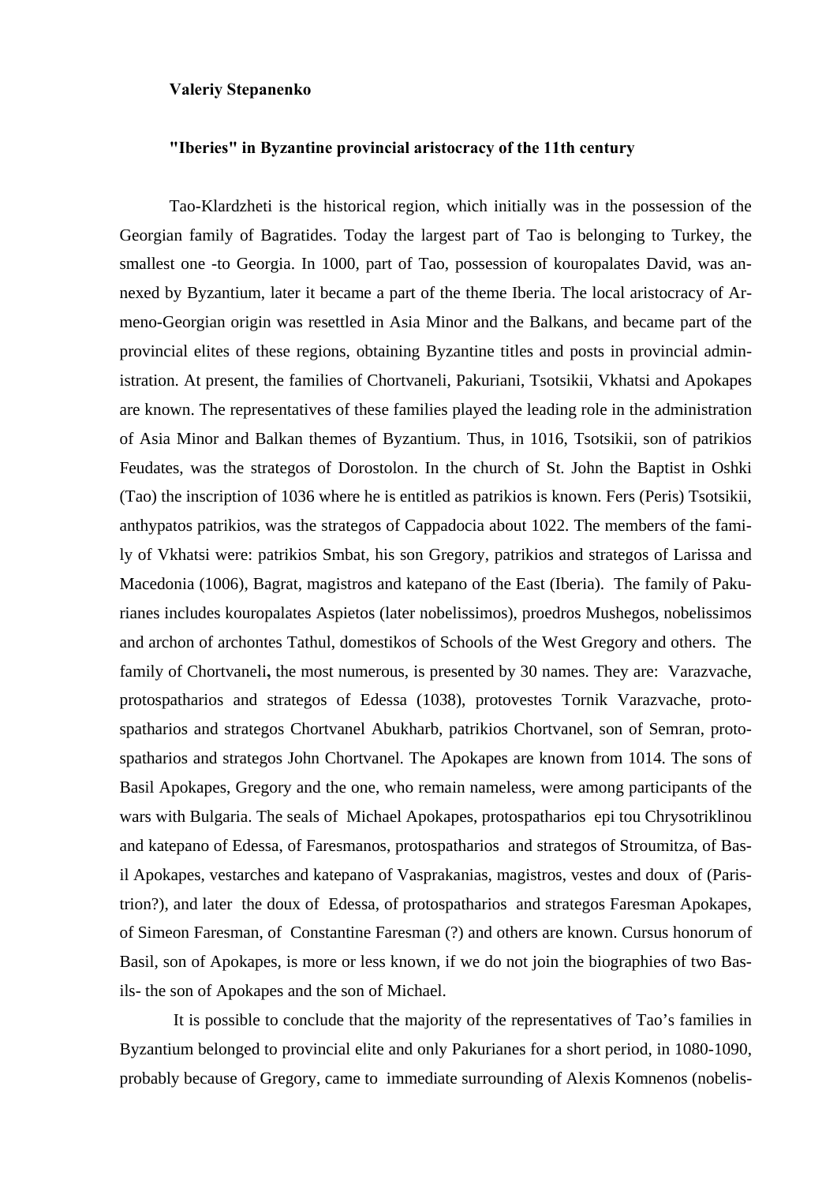**Valeriy Stepanenko**

**"Iberies" in Byzantine provincial aristocracy of the 11th century**

Tao-Klardzheti is the historical region, which initially was in the possession of the Georgian family of Bagratides. Today the largest part of Tao is belonging to Turkey, the smallest one -to Georgia. In 1000, part of Tao, possession of kouropalates David, was annexed by Byzantium, later it became a part of the theme Iberia. The local aristocracy of Armeno-Georgian origin was resettled in Asia Minor and the Balkans, and became part of the provincial elites of these regions, obtaining Byzantine titles and posts in provincial administration. At present, the families of Chortvaneli, Pakuriani, Tsotsikii, Vkhatsi and Apokapes are known. The representatives of these families played the leading role in the administration of Asia Minor and Balkan themes of Byzantium. Thus, in 1016, Tsotsikii, son of patrikios Feudates, was the strategos of Dorostolon. In the church of St. John the Baptist in Oshki (Tao) the inscription of 1036 where he is entitled as patrikios is known. Fers (Peris) Tsotsikii, anthypatos patrikios, was the strategos of Cappadocia about 1022. The members of the family of Vkhatsi were: patrikios Smbat, his son Gregory, patrikios and strategos of Larissa and Macedonia (1006), Bagrat, magistros and katepano of the East (Iberia). The family of Pakurianes includes kouropalates Aspietos (later nobelissimos), proedros Mushegos, nobelissimos and archon of archontes Tathul, domestikos of Schools of the West Gregory and others. The family of Chortvaneli**,** the most numerous, is presented by 30 names. They are: Varazvache, protospatharios and strategos of Edessa (1038), protovestes Tornik Varazvache, protospatharios and strategos Chortvanel Abukharb, patrikios Chortvanel, son of Semran, protospatharios and strategos John Chortvanel. The Apokapes are known from 1014. The sons of Basil Apokapes, Gregory and the one, who remain nameless, were among participants of the wars with Bulgaria. The seals of Michael Apokapes, protospatharios epi tou Chrysotriklinou and katepano of Edessa, of Faresmanos, protospatharios and strategos of Stroumitza, of Basil Apokapes, vestarches and katepano of Vasprakanias, magistros, vestes and doux of (Paristrion?), and later the doux of Edessa, of protospatharios and strategos Faresman Apokapes, of Simeon Faresman, of Constantine Faresman (?) and others are known. Cursus honorum of Basil, son of Apokapes, is more or less known, if we do not join the biographies of two Basils- the son of Apokapes and the son of Michael.

It is possible to conclude that the majority of the representatives of Tao's families in Byzantium belonged to provincial elite and only Pakurianes for a short period, in 1080-1090, probably because of Gregory, came to immediate surrounding of Alexis Komnenos (nobelis-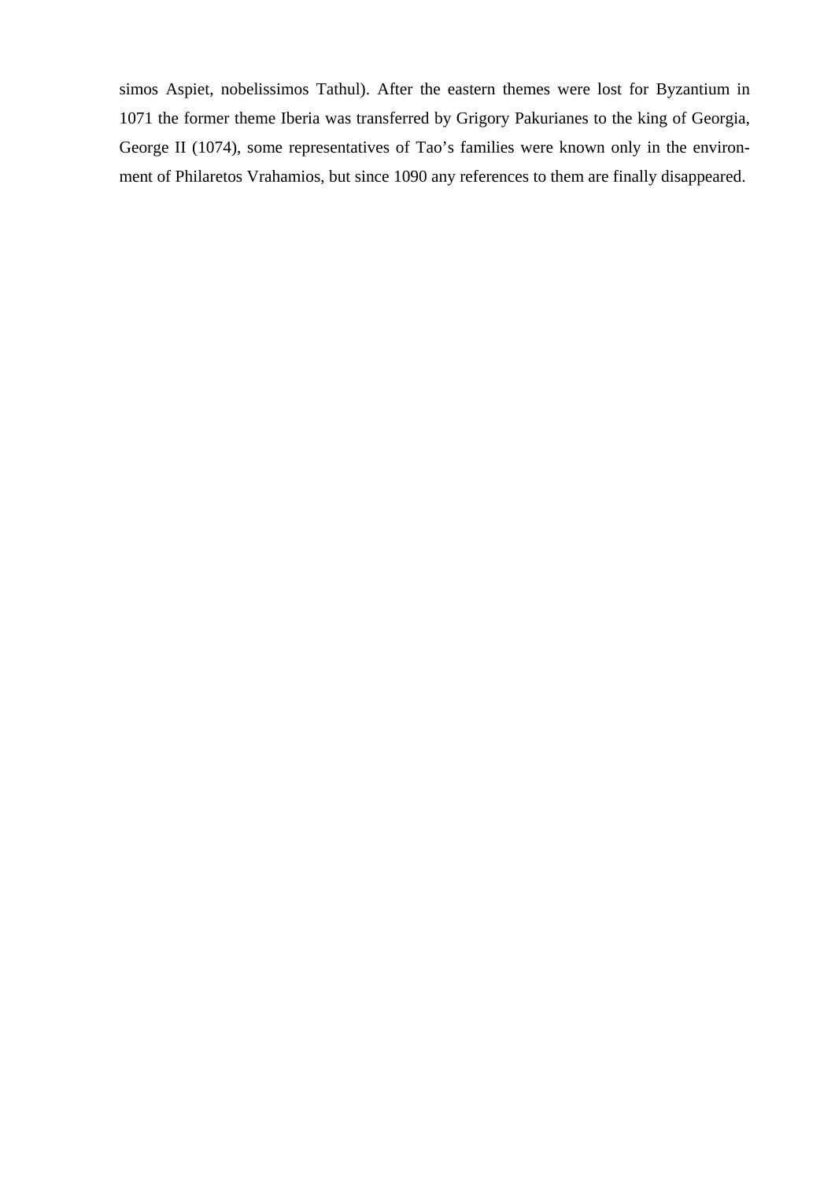simos Aspiet, nobelissimos Tathul). After the eastern themes were lost for Byzantium in 1071 the former theme Iberia was transferred by Grigory Pakurianes to the king of Georgia, George II (1074), some representatives of Tao's families were known only in the environment of Philaretos Vrahamios, but since 1090 any references to them are finally disappeared.